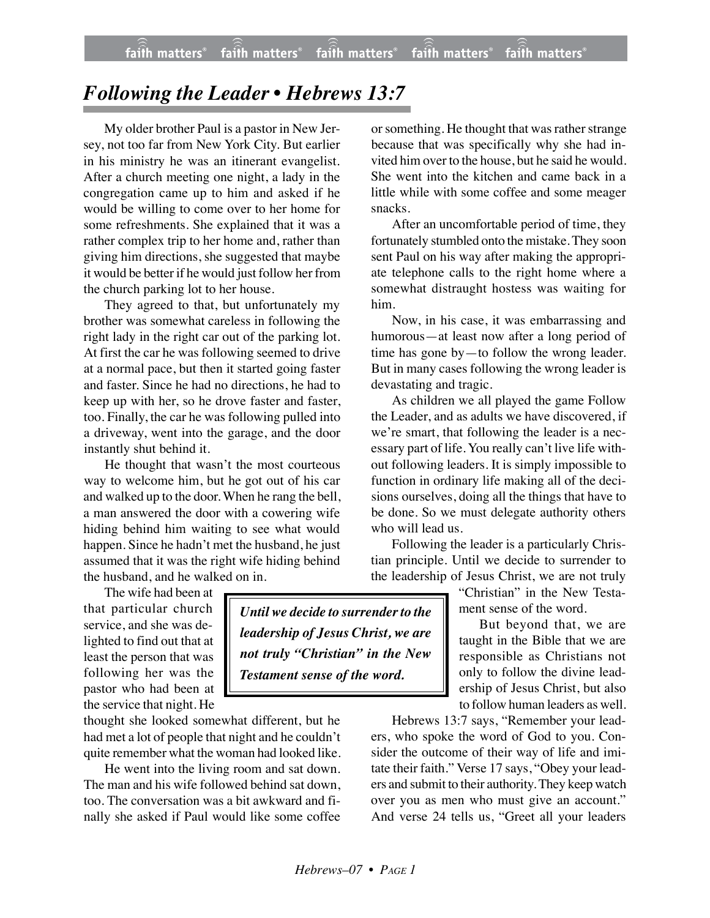# *Following the Leader • Hebrews 13:7*

My older brother Paul is a pastor in New Jersey, not too far from New York City. But earlier in his ministry he was an itinerant evangelist. After a church meeting one night, a lady in the congregation came up to him and asked if he would be willing to come over to her home for some refreshments. She explained that it was a rather complex trip to her home and, rather than giving him directions, she suggested that maybe it would be better if he would just follow her from the church parking lot to her house.

They agreed to that, but unfortunately my brother was somewhat careless in following the right lady in the right car out of the parking lot. At first the car he was following seemed to drive at a normal pace, but then it started going faster and faster. Since he had no directions, he had to keep up with her, so he drove faster and faster, too. Finally, the car he was following pulled into a driveway, went into the garage, and the door instantly shut behind it.

He thought that wasn't the most courteous way to welcome him, but he got out of his car and walked up to the door. When he rang the bell, a man answered the door with a cowering wife hiding behind him waiting to see what would happen. Since he hadn't met the husband, he just assumed that it was the right wife hiding behind the husband, and he walked on in.

The wife had been at that particular church service, and she was delighted to find out that at least the person that was following her was the pastor who had been at the service that night. He thought she looked somewhat different, but he had met a lot of people that night and he couldn't quite remember what the woman had looked like.

He went into the living room and sat down. The man and his wife followed behind sat down, too. The conversation was a bit awkward and finally she asked if Paul would like some coffee or something. He thought that was rather strange because that was specifically why she had invited him over to the house, but he said he would. She went into the kitchen and came back in a little while with some coffee and some meager snacks.

After an uncomfortable period of time, they fortunately stumbled onto the mistake. They soon sent Paul on his way after making the appropriate telephone calls to the right home where a somewhat distraught hostess was waiting for him.

Now, in his case, it was embarrassing and humorous—at least now after a long period of time has gone by—to follow the wrong leader. But in many cases following the wrong leader is devastating and tragic.

As children we all played the game Follow the Leader, and as adults we have discovered, if we're smart, that following the leader is a necessary part of life. You really can't live life without following leaders. It is simply impossible to function in ordinary life making all of the decisions ourselves, doing all the things that have to be done. So we must delegate authority others who will lead us.

Following the leader is a particularly Christian principle. Until we decide to surrender to the leadership of Jesus Christ, we are not truly "Christian" in the New Testament sense of the word.

> ***Until we decide to surrender to the leadership of Jesus Christ, we are not truly "Christian" in the New Testament sense of the word.***

But beyond that, we are taught in the Bible that we are responsible as Christians not only to follow the divine leadership of Jesus Christ, but also to follow human leaders as well.

Hebrews 13:7 says, "Remember your leaders, who spoke the word of God to you. Consider the outcome of their way of life and imitate their faith." Verse 17 says, "Obey your leaders and submit to their authority. They keep watch over you as men who must give an account." And verse 24 tells us, "Greet all your leaders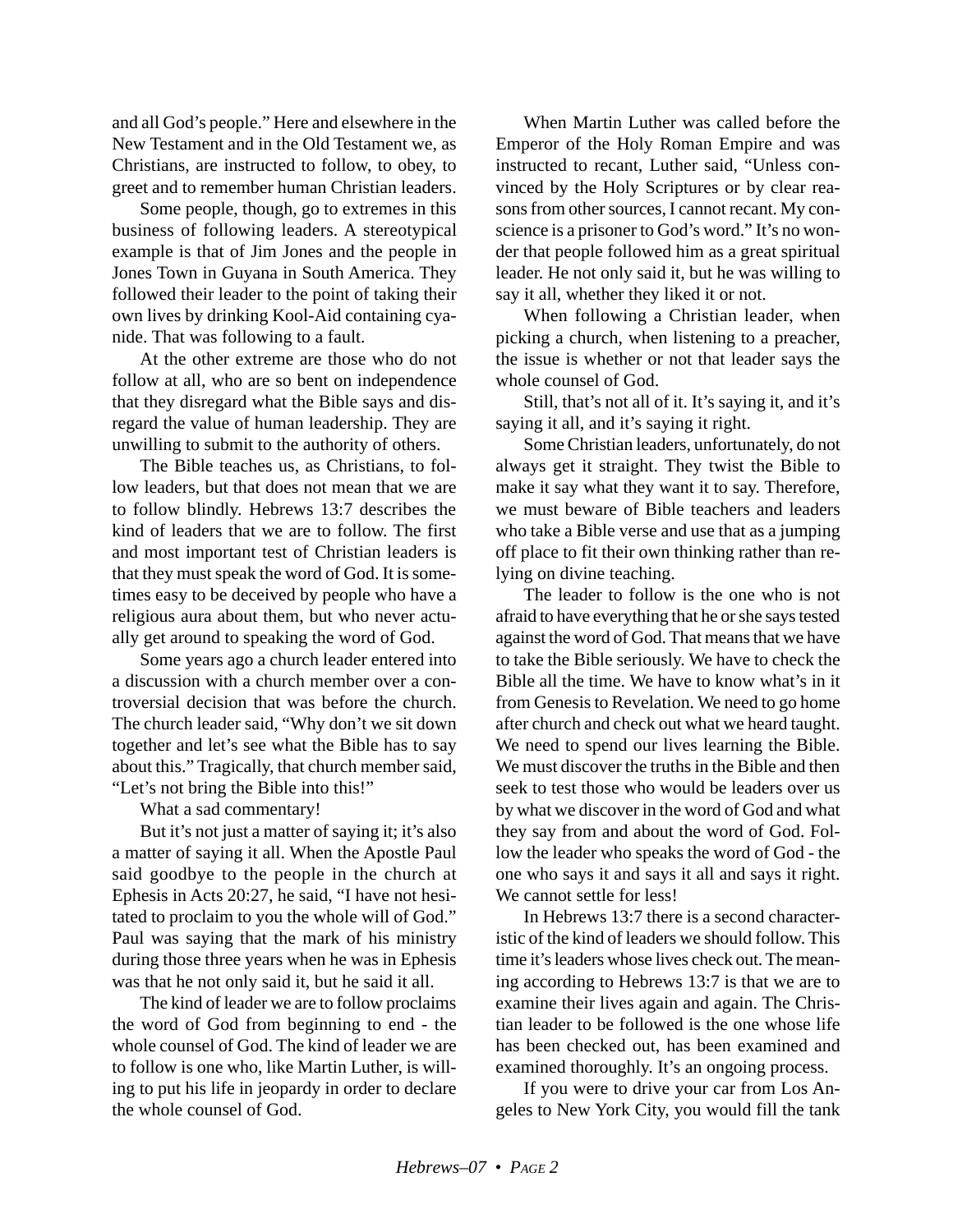and all God's people." Here and elsewhere in the New Testament and in the Old Testament we, as Christians, are instructed to follow, to obey, to greet and to remember human Christian leaders.

Some people, though, go to extremes in this business of following leaders. A stereotypical example is that of Jim Jones and the people in Jones Town in Guyana in South America. They followed their leader to the point of taking their own lives by drinking Kool-Aid containing cyanide. That was following to a fault.

At the other extreme are those who do not follow at all, who are so bent on independence that they disregard what the Bible says and disregard the value of human leadership. They are unwilling to submit to the authority of others.

The Bible teaches us, as Christians, to follow leaders, but that does not mean that we are to follow blindly. Hebrews 13:7 describes the kind of leaders that we are to follow. The first and most important test of Christian leaders is that they must speak the word of God. It is sometimes easy to be deceived by people who have a religious aura about them, but who never actually get around to speaking the word of God.

Some years ago a church leader entered into a discussion with a church member over a controversial decision that was before the church. The church leader said, "Why don't we sit down together and let's see what the Bible has to say about this." Tragically, that church member said, "Let's not bring the Bible into this!"

What a sad commentary!

But it's not just a matter of saying it; it's also a matter of saying it all. When the Apostle Paul said goodbye to the people in the church at Ephesis in Acts 20:27, he said, "I have not hesitated to proclaim to you the whole will of God." Paul was saying that the mark of his ministry during those three years when he was in Ephesis was that he not only said it, but he said it all.

The kind of leader we are to follow proclaims the word of God from beginning to end - the whole counsel of God. The kind of leader we are to follow is one who, like Martin Luther, is willing to put his life in jeopardy in order to declare the whole counsel of God.

When Martin Luther was called before the Emperor of the Holy Roman Empire and was instructed to recant, Luther said, "Unless convinced by the Holy Scriptures or by clear reasons from other sources, I cannot recant. My conscience is a prisoner to God's word." It's no wonder that people followed him as a great spiritual leader. He not only said it, but he was willing to say it all, whether they liked it or not.

When following a Christian leader, when picking a church, when listening to a preacher, the issue is whether or not that leader says the whole counsel of God.

Still, that's not all of it. It's saying it, and it's saying it all, and it's saying it right.

Some Christian leaders, unfortunately, do not always get it straight. They twist the Bible to make it say what they want it to say. Therefore, we must beware of Bible teachers and leaders who take a Bible verse and use that as a jumping off place to fit their own thinking rather than relying on divine teaching.

The leader to follow is the one who is not afraid to have everything that he or she says tested against the word of God. That means that we have to take the Bible seriously. We have to check the Bible all the time. We have to know what's in it from Genesis to Revelation. We need to go home after church and check out what we heard taught. We need to spend our lives learning the Bible. We must discover the truths in the Bible and then seek to test those who would be leaders over us by what we discover in the word of God and what they say from and about the word of God. Follow the leader who speaks the word of God - the one who says it and says it all and says it right. We cannot settle for less!

In Hebrews 13:7 there is a second characteristic of the kind of leaders we should follow. This time it's leaders whose lives check out. The meaning according to Hebrews 13:7 is that we are to examine their lives again and again. The Christian leader to be followed is the one whose life has been checked out, has been examined and examined thoroughly. It's an ongoing process.

If you were to drive your car from Los Angeles to New York City, you would fill the tank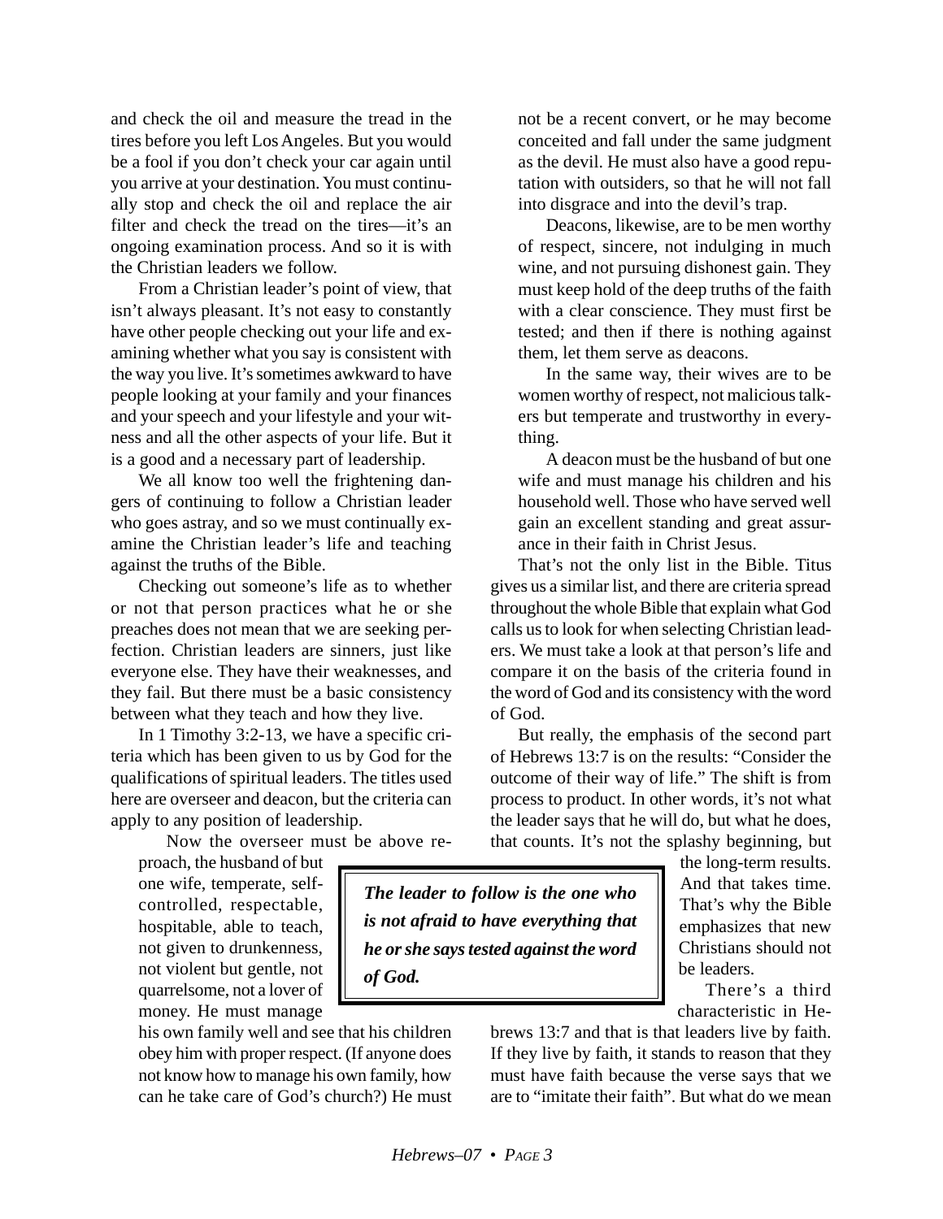and check the oil and measure the tread in the tires before you left Los Angeles. But you would be a fool if you don't check your car again until you arrive at your destination. You must continually stop and check the oil and replace the air filter and check the tread on the tires—it's an ongoing examination process. And so it is with the Christian leaders we follow.

From a Christian leader's point of view, that isn't always pleasant. It's not easy to constantly have other people checking out your life and examining whether what you say is consistent with the way you live. It's sometimes awkward to have people looking at your family and your finances and your speech and your lifestyle and your witness and all the other aspects of your life. But it is a good and a necessary part of leadership.

We all know too well the frightening dangers of continuing to follow a Christian leader who goes astray, and so we must continually examine the Christian leader's life and teaching against the truths of the Bible.

Checking out someone's life as to whether or not that person practices what he or she preaches does not mean that we are seeking perfection. Christian leaders are sinners, just like everyone else. They have their weaknesses, and they fail. But there must be a basic consistency between what they teach and how they live.

In 1 Timothy 3:2-13, we have a specific criteria which has been given to us by God for the qualifications of spiritual leaders. The titles used here are overseer and deacon, but the criteria can apply to any position of leadership.

> Now the overseer must be above reproach, the husband of but one wife, temperate, self-controlled, respectable, hospitable, able to teach, not given to drunkenness, not violent but gentle, not quarrelsome, not a lover of money. He must manage his own family well and see that his children obey him with proper respect. (If anyone does not know how to manage his own family, how can he take care of God's church?) He must not be a recent convert, or he may become conceited and fall under the same judgment as the devil. He must also have a good reputation with outsiders, so that he will not fall into disgrace and into the devil's trap.
>
> Deacons, likewise, are to be men worthy of respect, sincere, not indulging in much wine, and not pursuing dishonest gain. They must keep hold of the deep truths of the faith with a clear conscience. They must first be tested; and then if there is nothing against them, let them serve as deacons.
>
> In the same way, their wives are to be women worthy of respect, not malicious talkers but temperate and trustworthy in everything.
>
> A deacon must be the husband of but one wife and must manage his children and his household well. Those who have served well gain an excellent standing and great assurance in their faith in Christ Jesus.

That's not the only list in the Bible. Titus gives us a similar list, and there are criteria spread throughout the whole Bible that explain what God calls us to look for when selecting Christian leaders. We must take a look at that person's life and compare it on the basis of the criteria found in the word of God and its consistency with the word of God.

But really, the emphasis of the second part of Hebrews 13:7 is on the results: "Consider the outcome of their way of life." The shift is from process to product. In other words, it's not what the leader says that he will do, but what he does, that counts. It's not the splashy beginning, but the long-term results. And that takes time. That's why the Bible emphasizes that new Christians should not be leaders.

> ***The leader to follow is the one who is not afraid to have everything that he or she says tested against the word of God.***

There's a third characteristic in Hebrews 13:7 and that is that leaders live by faith. If they live by faith, it stands to reason that they must have faith because the verse says that we are to "imitate their faith". But what do we mean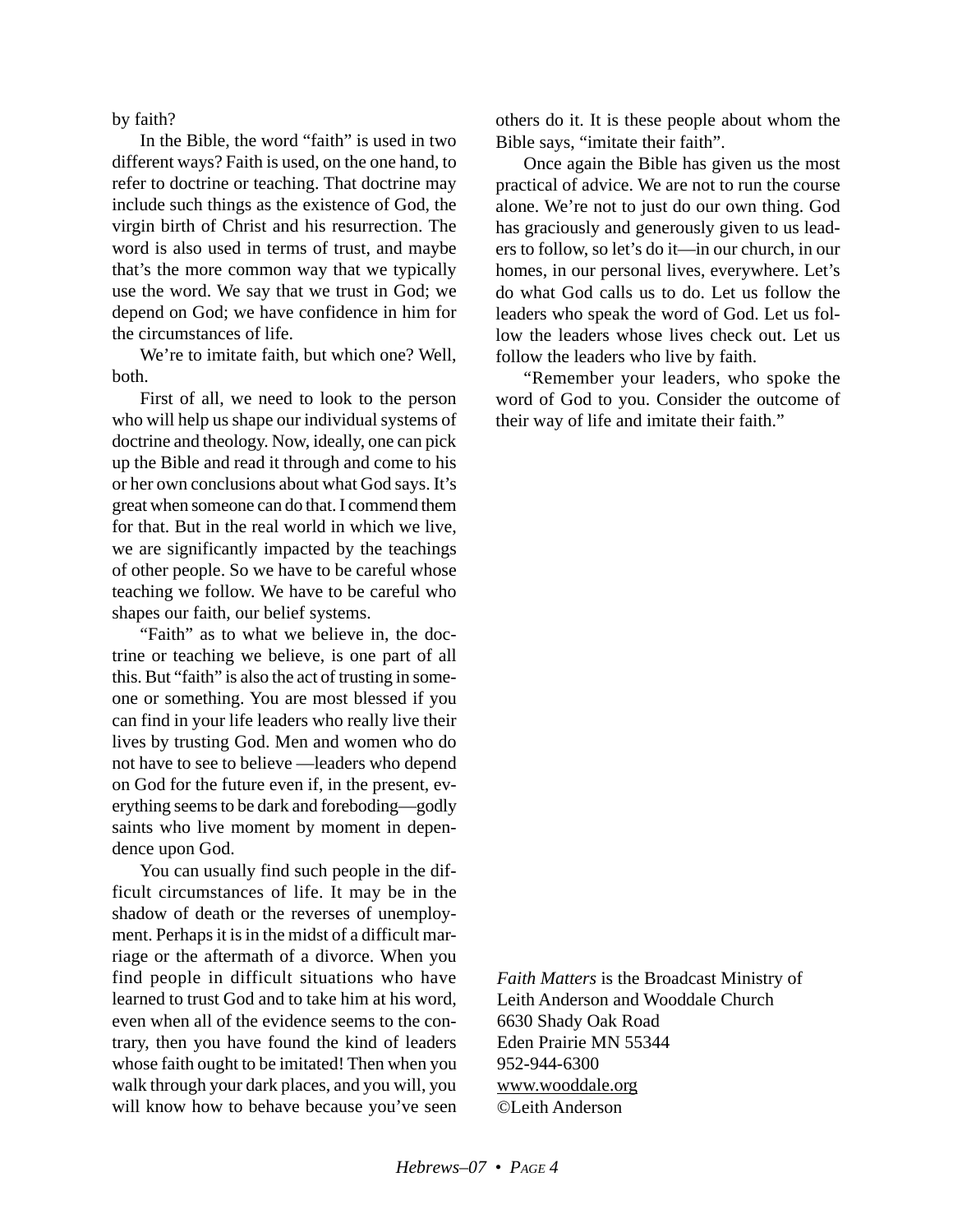by faith?

In the Bible, the word “faith” is used in two different ways? Faith is used, on the one hand, to refer to doctrine or teaching. That doctrine may include such things as the existence of God, the virgin birth of Christ and his resurrection. The word is also used in terms of trust, and maybe that’s the more common way that we typically use the word. We say that we trust in God; we depend on God; we have confidence in him for the circumstances of life.

We’re to imitate faith, but which one? Well, both.

First of all, we need to look to the person who will help us shape our individual systems of doctrine and theology. Now, ideally, one can pick up the Bible and read it through and come to his or her own conclusions about what God says. It’s great when someone can do that. I commend them for that. But in the real world in which we live, we are significantly impacted by the teachings of other people. So we have to be careful whose teaching we follow. We have to be careful who shapes our faith, our belief systems.

“Faith” as to what we believe in, the doctrine or teaching we believe, is one part of all this. But “faith” is also the act of trusting in someone or something. You are most blessed if you can find in your life leaders who really live their lives by trusting God. Men and women who do not have to see to believe —leaders who depend on God for the future even if, in the present, everything seems to be dark and foreboding—godly saints who live moment by moment in dependence upon God.

You can usually find such people in the difficult circumstances of life. It may be in the shadow of death or the reverses of unemployment. Perhaps it is in the midst of a difficult marriage or the aftermath of a divorce. When you find people in difficult situations who have learned to trust God and to take him at his word, even when all of the evidence seems to the contrary, then you have found the kind of leaders whose faith ought to be imitated! Then when you walk through your dark places, and you will, you will know how to behave because you’ve seen others do it. It is these people about whom the Bible says, “imitate their faith”.

Once again the Bible has given us the most practical of advice. We are not to run the course alone. We’re not to just do our own thing. God has graciously and generously given to us leaders to follow, so let’s do it—in our church, in our homes, in our personal lives, everywhere. Let’s do what God calls us to do. Let us follow the leaders who speak the word of God. Let us follow the leaders whose lives check out. Let us follow the leaders who live by faith.

“Remember your leaders, who spoke the word of God to you. Consider the outcome of their way of life and imitate their faith.”

*Faith Matters* is the Broadcast Ministry of
Leith Anderson and Wooddale Church
6630 Shady Oak Road
Eden Prairie MN 55344
952-944-6300
www.wooddale.org
©Leith Anderson